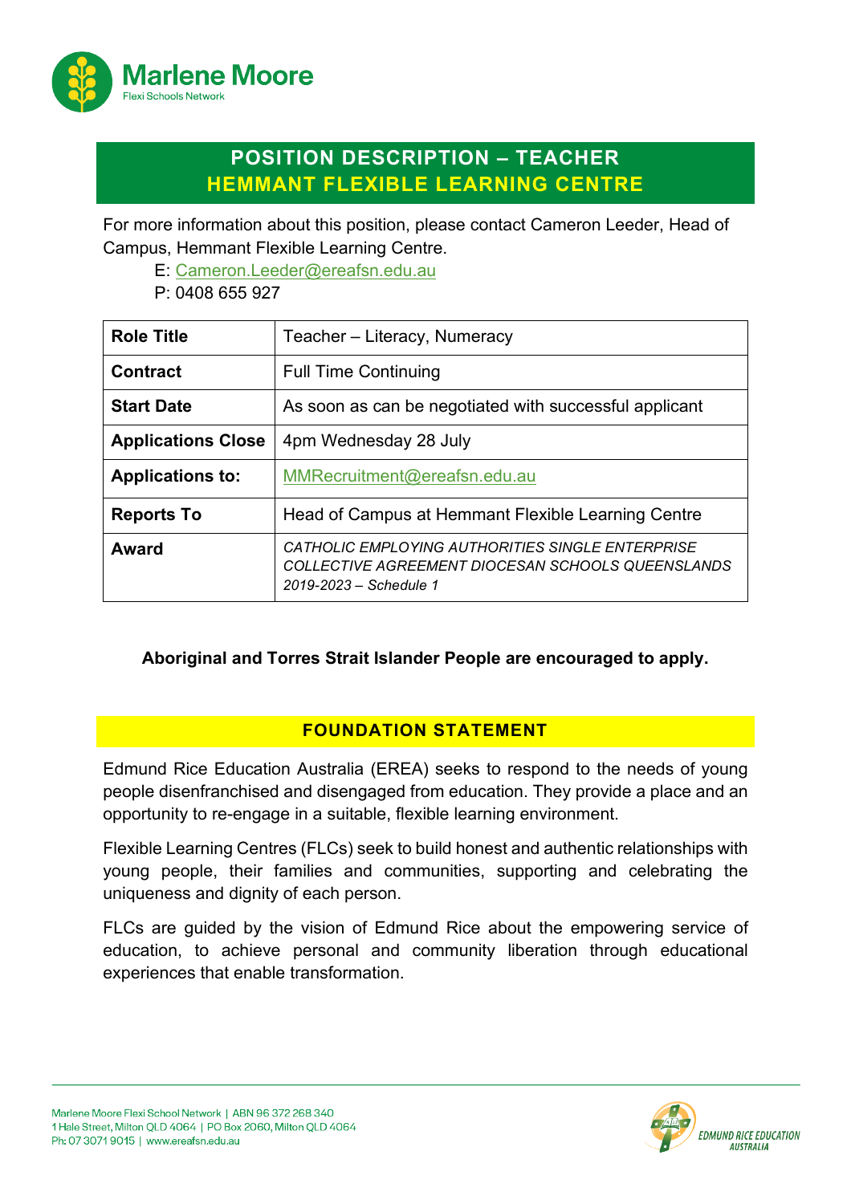Marlene Moore
Flexi Schools Network

# POSITION DESCRIPTION – TEACHER
## HEMMANT FLEXIBLE LEARNING CENTRE

For more information about this position, please contact Cameron Leeder, Head of Campus, Hemmant Flexible Learning Centre.

E: Cameron.Leeder@ereafsn.edu.au
P: 0408 655 927

| | |
|---|---|
| **Role Title** | Teacher – Literacy, Numeracy |
| **Contract** | Full Time Continuing |
| **Start Date** | As soon as can be negotiated with successful applicant |
| **Applications Close** | 4pm Wednesday 28 July |
| **Applications to:** | MMRecruitment@ereafsn.edu.au |
| **Reports To** | Head of Campus at Hemmant Flexible Learning Centre |
| **Award** | *CATHOLIC EMPLOYING AUTHORITIES SINGLE ENTERPRISE COLLECTIVE AGREEMENT DIOCESAN SCHOOLS QUEENSLANDS 2019-2023 – Schedule 1* |

**Aboriginal and Torres Strait Islander People are encouraged to apply.**

## FOUNDATION STATEMENT

Edmund Rice Education Australia (EREA) seeks to respond to the needs of young people disenfranchised and disengaged from education. They provide a place and an opportunity to re-engage in a suitable, flexible learning environment.

Flexible Learning Centres (FLCs) seek to build honest and authentic relationships with young people, their families and communities, supporting and celebrating the uniqueness and dignity of each person.

FLCs are guided by the vision of Edmund Rice about the empowering service of education, to achieve personal and community liberation through educational experiences that enable transformation.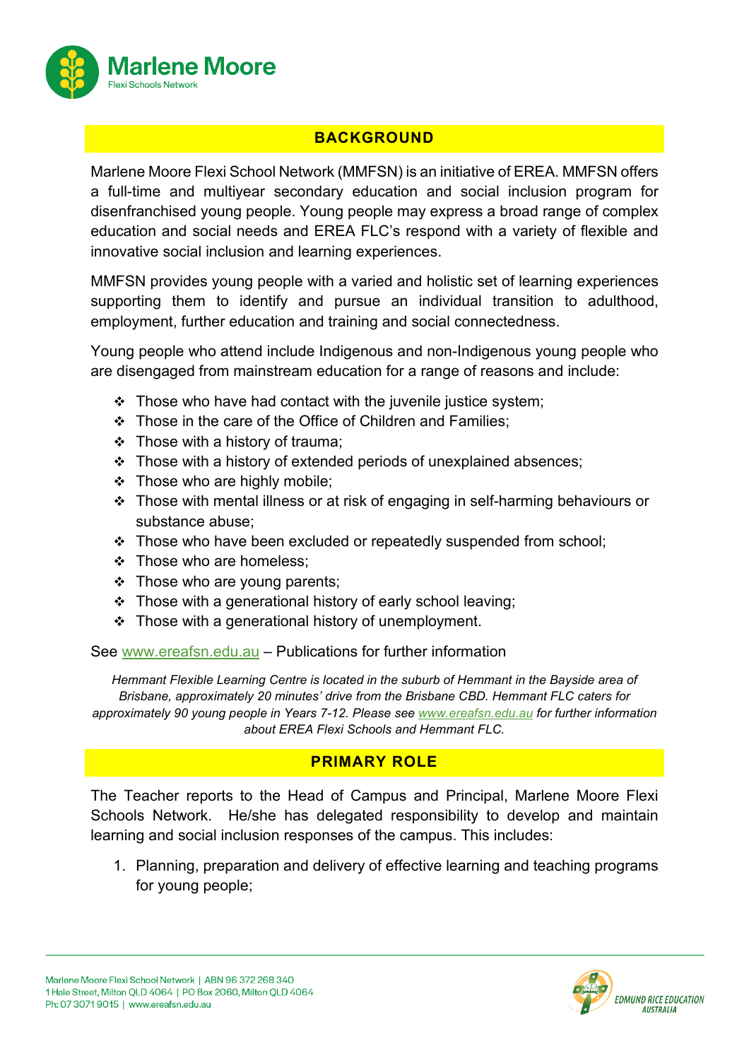## BACKGROUND

Marlene Moore Flexi School Network (MMFSN) is an initiative of EREA. MMFSN offers a full-time and multiyear secondary education and social inclusion program for disenfranchised young people. Young people may express a broad range of complex education and social needs and EREA FLC's respond with a variety of flexible and innovative social inclusion and learning experiences.

MMFSN provides young people with a varied and holistic set of learning experiences supporting them to identify and pursue an individual transition to adulthood, employment, further education and training and social connectedness.

Young people who attend include Indigenous and non-Indigenous young people who are disengaged from mainstream education for a range of reasons and include:

- Those who have had contact with the juvenile justice system;
- Those in the care of the Office of Children and Families;
- Those with a history of trauma;
- Those with a history of extended periods of unexplained absences;
- Those who are highly mobile;
- Those with mental illness or at risk of engaging in self-harming behaviours or substance abuse;
- Those who have been excluded or repeatedly suspended from school;
- Those who are homeless;
- Those who are young parents;
- Those with a generational history of early school leaving;
- Those with a generational history of unemployment.

See www.ereafsn.edu.au – Publications for further information

*Hemmant Flexible Learning Centre is located in the suburb of Hemmant in the Bayside area of Brisbane, approximately 20 minutes' drive from the Brisbane CBD. Hemmant FLC caters for approximately 90 young people in Years 7-12. Please see www.ereafsn.edu.au for further information about EREA Flexi Schools and Hemmant FLC.*

## PRIMARY ROLE

The Teacher reports to the Head of Campus and Principal, Marlene Moore Flexi Schools Network. He/she has delegated responsibility to develop and maintain learning and social inclusion responses of the campus. This includes:

1. Planning, preparation and delivery of effective learning and teaching programs for young people;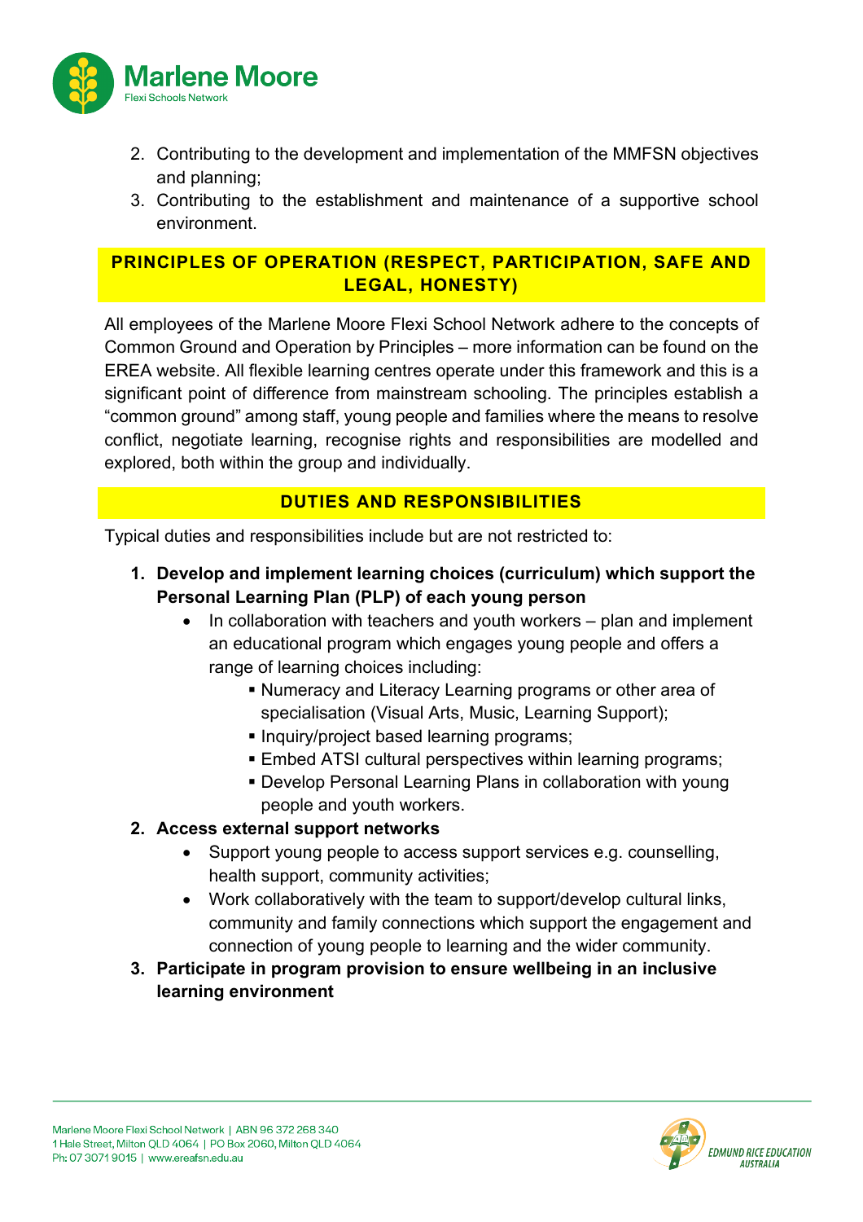2. Contributing to the development and implementation of the MMFSN objectives and planning;
3. Contributing to the establishment and maintenance of a supportive school environment.

## PRINCIPLES OF OPERATION (RESPECT, PARTICIPATION, SAFE AND LEGAL, HONESTY)

All employees of the Marlene Moore Flexi School Network adhere to the concepts of Common Ground and Operation by Principles – more information can be found on the EREA website. All flexible learning centres operate under this framework and this is a significant point of difference from mainstream schooling. The principles establish a "common ground" among staff, young people and families where the means to resolve conflict, negotiate learning, recognise rights and responsibilities are modelled and explored, both within the group and individually.

## DUTIES AND RESPONSIBILITIES

Typical duties and responsibilities include but are not restricted to:

1. **Develop and implement learning choices (curriculum) which support the Personal Learning Plan (PLP) of each young person**
   - In collaboration with teachers and youth workers – plan and implement an educational program which engages young people and offers a range of learning choices including:
     - Numeracy and Literacy Learning programs or other area of specialisation (Visual Arts, Music, Learning Support);
     - Inquiry/project based learning programs;
     - Embed ATSI cultural perspectives within learning programs;
     - Develop Personal Learning Plans in collaboration with young people and youth workers.
2. **Access external support networks**
   - Support young people to access support services e.g. counselling, health support, community activities;
   - Work collaboratively with the team to support/develop cultural links, community and family connections which support the engagement and connection of young people to learning and the wider community.
3. **Participate in program provision to ensure wellbeing in an inclusive learning environment**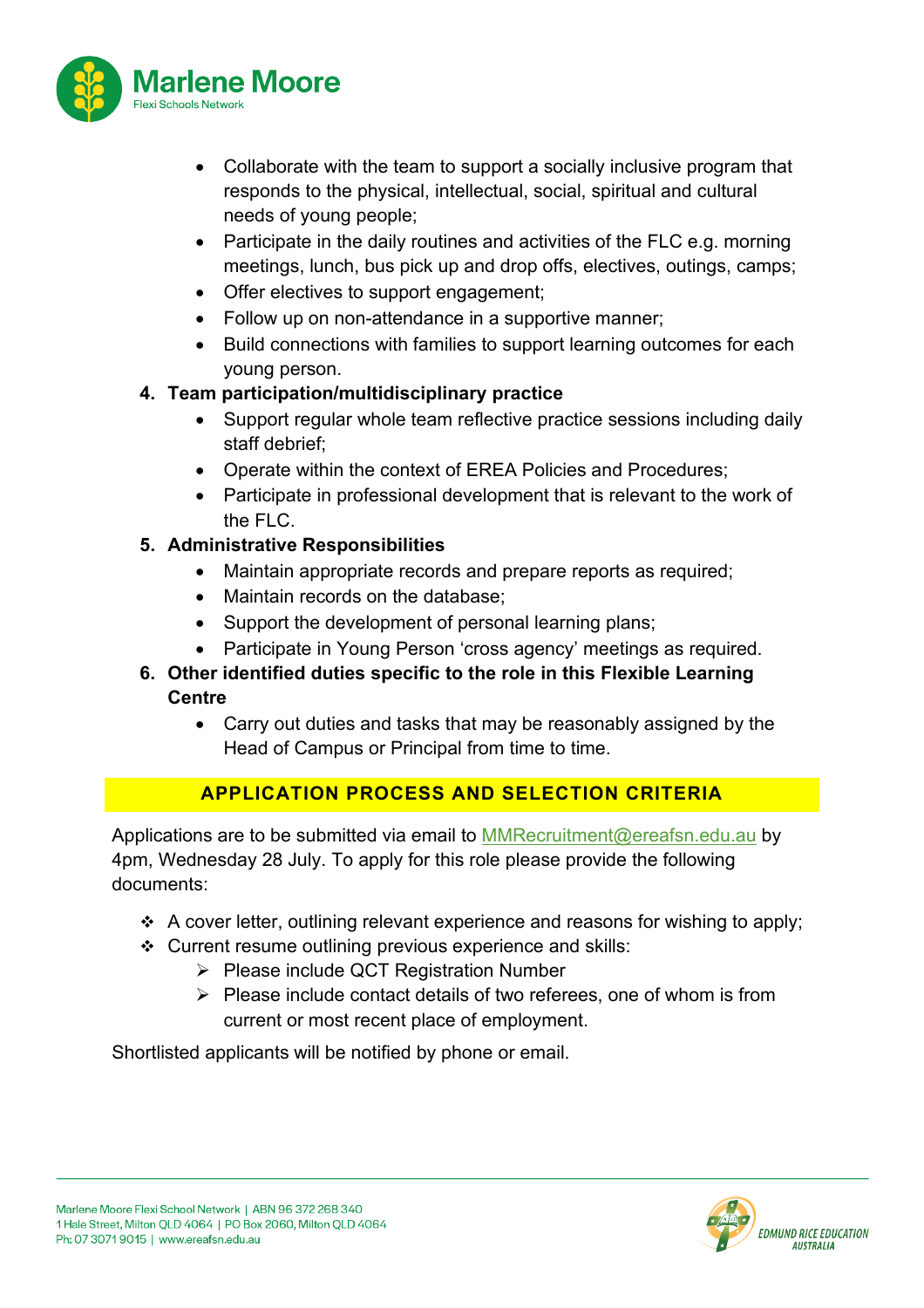- Collaborate with the team to support a socially inclusive program that responds to the physical, intellectual, social, spiritual and cultural needs of young people;
- Participate in the daily routines and activities of the FLC e.g. morning meetings, lunch, bus pick up and drop offs, electives, outings, camps;
- Offer electives to support engagement;
- Follow up on non-attendance in a supportive manner;
- Build connections with families to support learning outcomes for each young person.

4. **Team participation/multidisciplinary practice**
   - Support regular whole team reflective practice sessions including daily staff debrief;
   - Operate within the context of EREA Policies and Procedures;
   - Participate in professional development that is relevant to the work of the FLC.
5. **Administrative Responsibilities**
   - Maintain appropriate records and prepare reports as required;
   - Maintain records on the database;
   - Support the development of personal learning plans;
   - Participate in Young Person 'cross agency' meetings as required.
6. **Other identified duties specific to the role in this Flexible Learning Centre**
   - Carry out duties and tasks that may be reasonably assigned by the Head of Campus or Principal from time to time.

## APPLICATION PROCESS AND SELECTION CRITERIA

Applications are to be submitted via email to MMRecruitment@ereafsn.edu.au by 4pm, Wednesday 28 July. To apply for this role please provide the following documents:

- A cover letter, outlining relevant experience and reasons for wishing to apply;
- Current resume outlining previous experience and skills:
  - Please include QCT Registration Number
  - Please include contact details of two referees, one of whom is from current or most recent place of employment.

Shortlisted applicants will be notified by phone or email.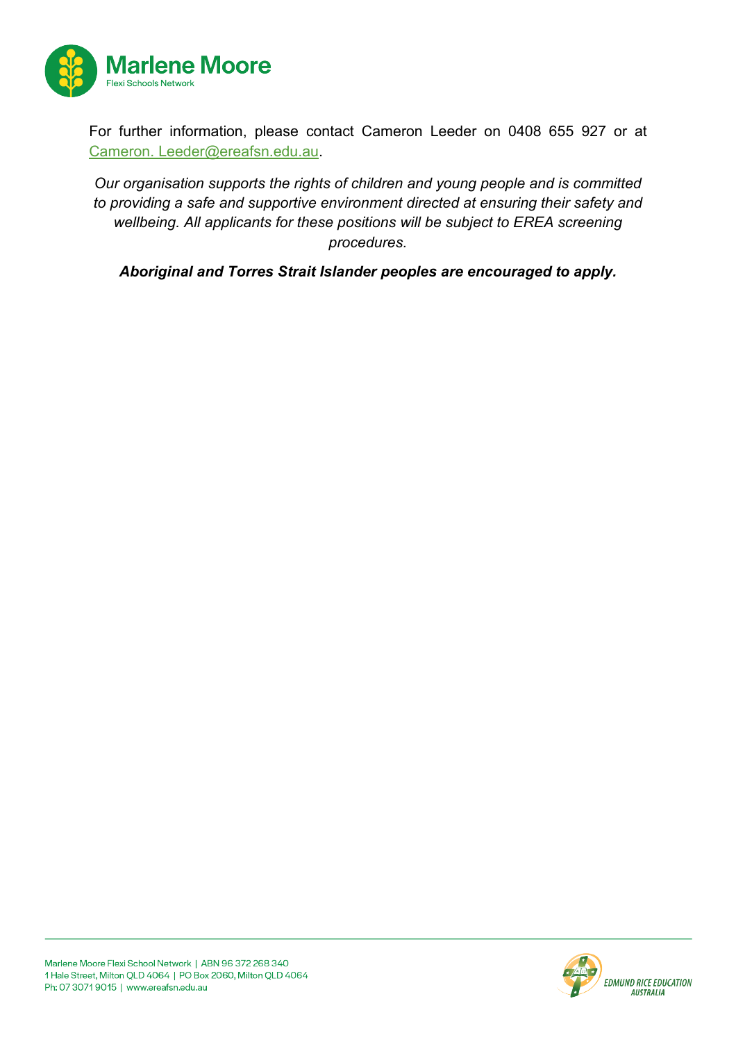For further information, please contact Cameron Leeder on 0408 655 927 or at Cameron. Leeder@ereafsn.edu.au.

*Our organisation supports the rights of children and young people and is committed to providing a safe and supportive environment directed at ensuring their safety and wellbeing. All applicants for these positions will be subject to EREA screening procedures.*

***Aboriginal and Torres Strait Islander peoples are encouraged to apply.***